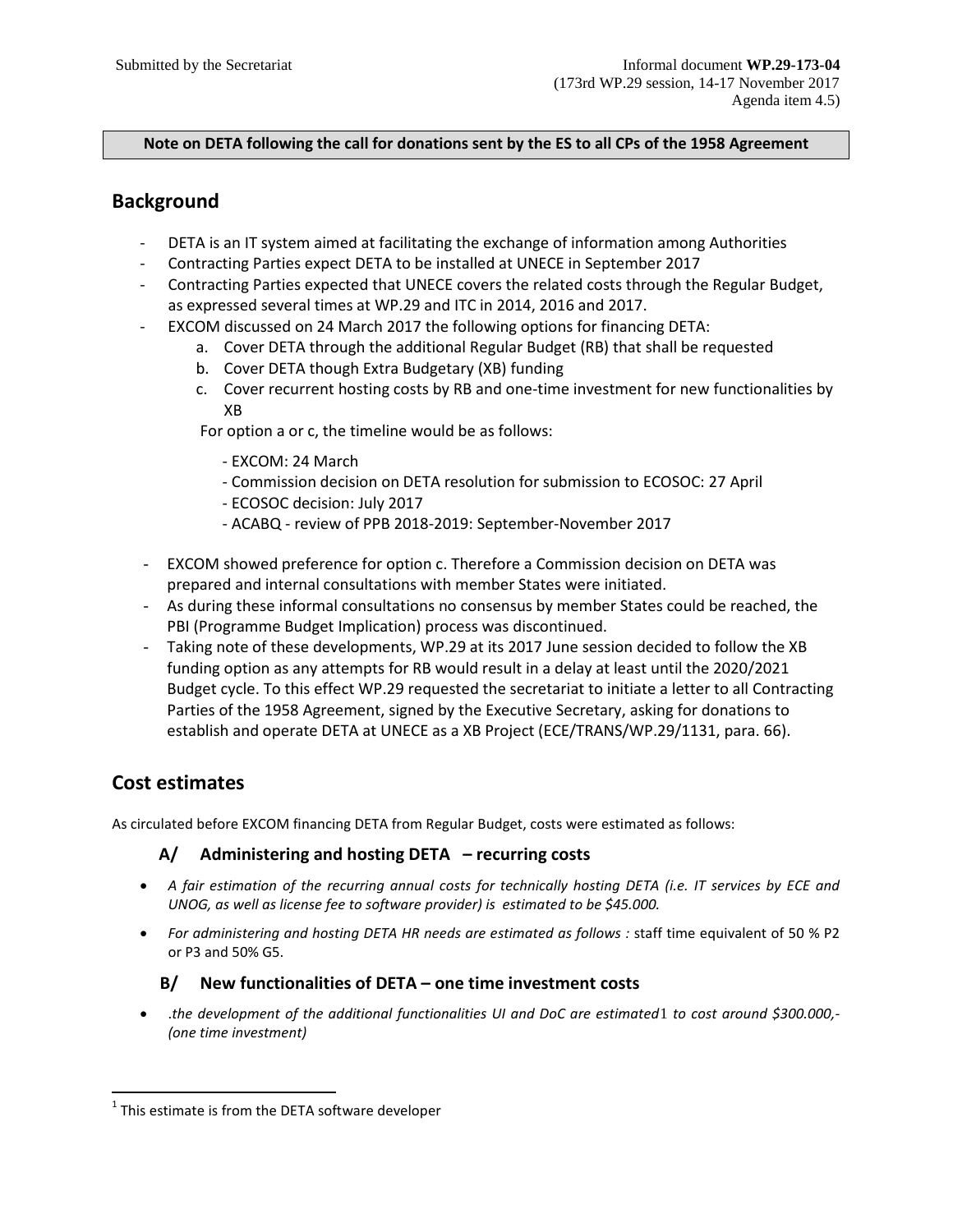Submitted by the Secretariat

Informal document **WP.29-173-04**
(173rd WP.29 session, 14-17 November 2017
Agenda item 4.5)

**Note on DETA following the call for donations sent by the ES to all CPs of the 1958 Agreement**

## Background

- DETA is an IT system aimed at facilitating the exchange of information among Authorities
- Contracting Parties expect DETA to be installed at UNECE in September 2017
- Contracting Parties expected that UNECE covers the related costs through the Regular Budget, as expressed several times at WP.29 and ITC in 2014, 2016 and 2017.
- EXCOM discussed on 24 March 2017 the following options for financing DETA:
    a. Cover DETA through the additional Regular Budget (RB) that shall be requested
    b. Cover DETA though Extra Budgetary (XB) funding
    c. Cover recurrent hosting costs by RB and one-time investment for new functionalities by XB

  For option a or c, the timeline would be as follows:

  - EXCOM: 24 March
  - Commission decision on DETA resolution for submission to ECOSOC: 27 April
  - ECOSOC decision: July 2017
  - ACABQ - review of PPB 2018-2019: September-November 2017

- EXCOM showed preference for option c. Therefore a Commission decision on DETA was prepared and internal consultations with member States were initiated.
- As during these informal consultations no consensus by member States could be reached, the PBI (Programme Budget Implication) process was discontinued.
- Taking note of these developments, WP.29 at its 2017 June session decided to follow the XB funding option as any attempts for RB would result in a delay at least until the 2020/2021 Budget cycle. To this effect WP.29 requested the secretariat to initiate a letter to all Contracting Parties of the 1958 Agreement, signed by the Executive Secretary, asking for donations to establish and operate DETA at UNECE as a XB Project (ECE/TRANS/WP.29/1131, para. 66).

## Cost estimates

As circulated before EXCOM financing DETA from Regular Budget, costs were estimated as follows:

### A/ Administering and hosting DETA – recurring costs

- *A fair estimation of the recurring annual costs for technically hosting DETA (i.e. IT services by ECE and UNOG, as well as license fee to software provider) is estimated to be $45.000.*
- *For administering and hosting DETA HR needs are estimated as follows :* staff time equivalent of 50 % P2 or P3 and 50% G5.

### B/ New functionalities of DETA – one time investment costs

- *.the development of the additional functionalities UI and DoC are estimated*[1] *to cost around $300.000,- (one time investment)*

[1] This estimate is from the DETA software developer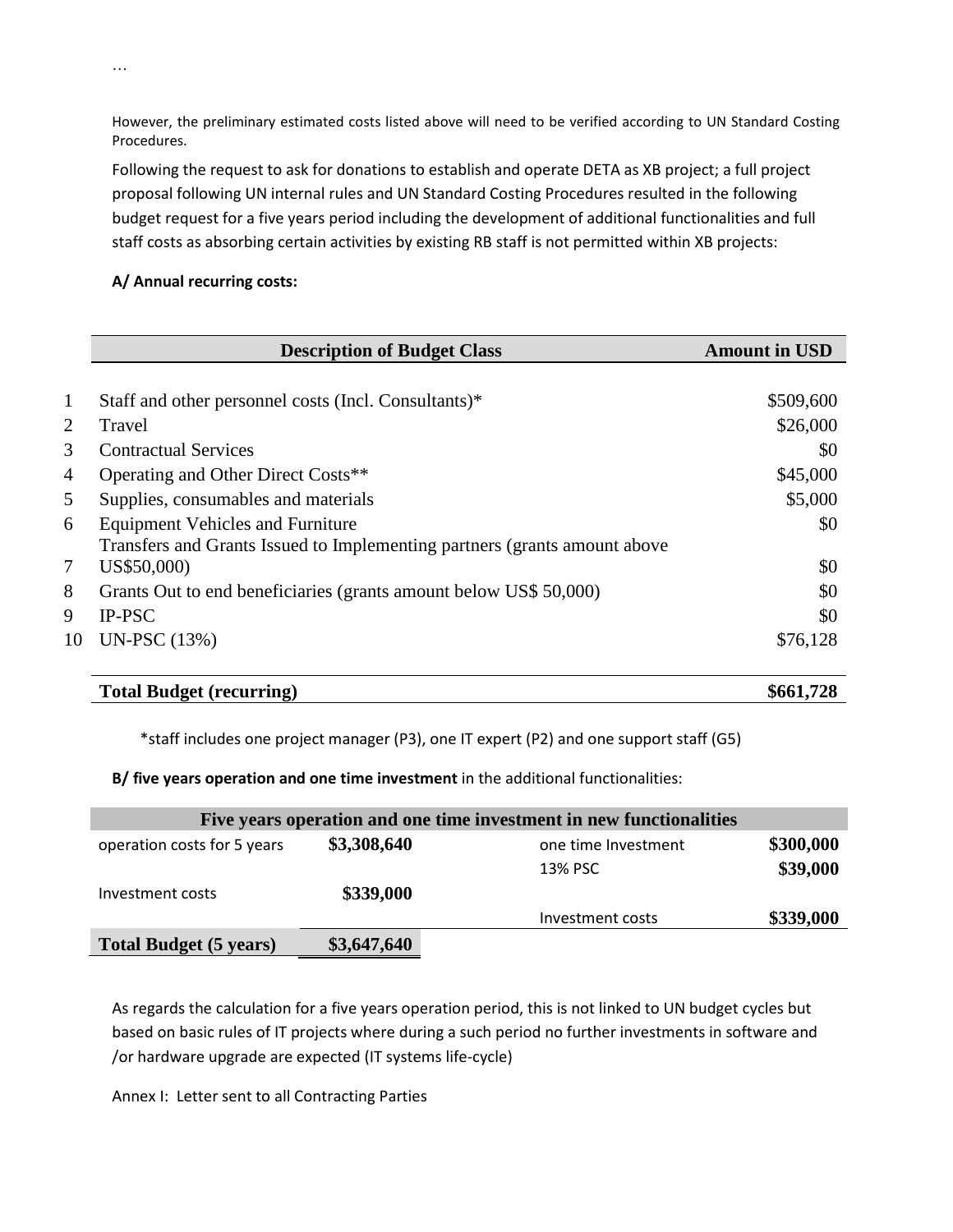…

However, the preliminary estimated costs listed above will need to be verified according to UN Standard Costing Procedures.

Following the request to ask for donations to establish and operate DETA as XB project; a full project proposal following UN internal rules and UN Standard Costing Procedures resulted in the following budget request for a five years period including the development of additional functionalities and full staff costs as absorbing certain activities by existing RB staff is not permitted within XB projects:

**A/ Annual recurring costs:**

| | Description of Budget Class | Amount in USD |
|---|---|---|
| 1 | Staff and other personnel costs (Incl. Consultants)* | $509,600 |
| 2 | Travel | $26,000 |
| 3 | Contractual Services | $0 |
| 4 | Operating and Other Direct Costs** | $45,000 |
| 5 | Supplies, consumables and materials | $5,000 |
| 6 | Equipment Vehicles and Furniture | $0 |
| 7 | Transfers and Grants Issued to Implementing partners (grants amount above US$50,000) | $0 |
| 8 | Grants Out to end beneficiaries (grants amount below US$ 50,000) | $0 |
| 9 | IP-PSC | $0 |
| 10 | UN-PSC (13%) | $76,128 |
| | **Total Budget (recurring)** | **$661,728** |

*staff includes one project manager (P3), one IT expert (P2) and one support staff (G5)

**B/ five years operation and one time investment** in the additional functionalities:

| Five years operation and one time investment in new functionalities | | | |
|---|---|---|---|
| operation costs for 5 years | **$3,308,640** | one time Investment | **$300,000** |
| | | 13% PSC | **$39,000** |
| Investment costs | **$339,000** | | |
| | | Investment costs | **$339,000** |
| **Total Budget (5 years)** | **$3,647,640** | | |

As regards the calculation for a five years operation period, this is not linked to UN budget cycles but based on basic rules of IT projects where during a such period no further investments in software and /or hardware upgrade are expected (IT systems life-cycle)

Annex I: Letter sent to all Contracting Parties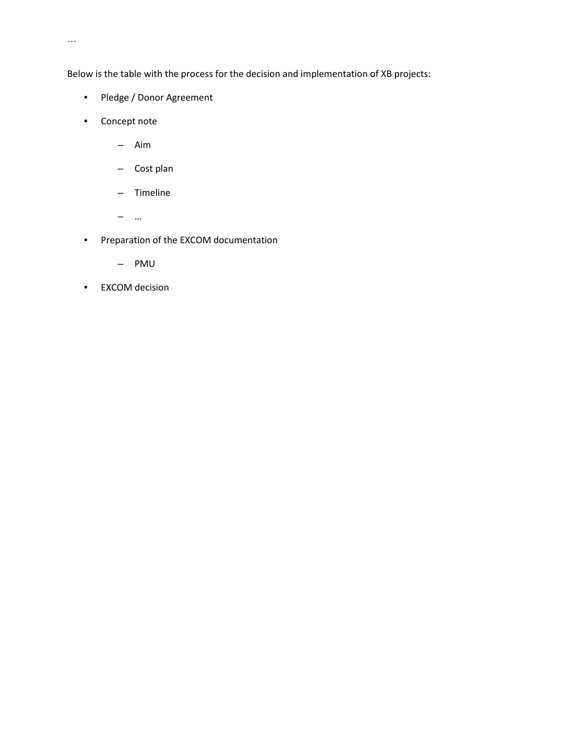…

Below is the table with the process for the decision and implementation of XB projects:

- Pledge / Donor Agreement
- Concept note
  - Aim
  - Cost plan
  - Timeline
  - …
- Preparation of the EXCOM documentation
  - PMU
- EXCOM decision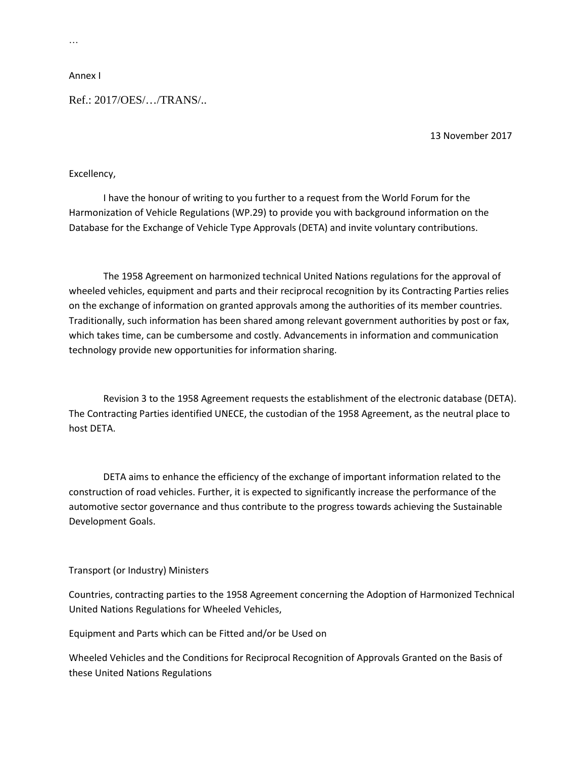…

Annex I

Ref.: 2017/OES/…/TRANS/..

13 November 2017

Excellency,

I have the honour of writing to you further to a request from the World Forum for the Harmonization of Vehicle Regulations (WP.29) to provide you with background information on the Database for the Exchange of Vehicle Type Approvals (DETA) and invite voluntary contributions.

The 1958 Agreement on harmonized technical United Nations regulations for the approval of wheeled vehicles, equipment and parts and their reciprocal recognition by its Contracting Parties relies on the exchange of information on granted approvals among the authorities of its member countries. Traditionally, such information has been shared among relevant government authorities by post or fax, which takes time, can be cumbersome and costly. Advancements in information and communication technology provide new opportunities for information sharing.

Revision 3 to the 1958 Agreement requests the establishment of the electronic database (DETA). The Contracting Parties identified UNECE, the custodian of the 1958 Agreement, as the neutral place to host DETA.

DETA aims to enhance the efficiency of the exchange of important information related to the construction of road vehicles. Further, it is expected to significantly increase the performance of the automotive sector governance and thus contribute to the progress towards achieving the Sustainable Development Goals.

Transport (or Industry) Ministers

Countries, contracting parties to the 1958 Agreement concerning the Adoption of Harmonized Technical United Nations Regulations for Wheeled Vehicles,

Equipment and Parts which can be Fitted and/or be Used on

Wheeled Vehicles and the Conditions for Reciprocal Recognition of Approvals Granted on the Basis of these United Nations Regulations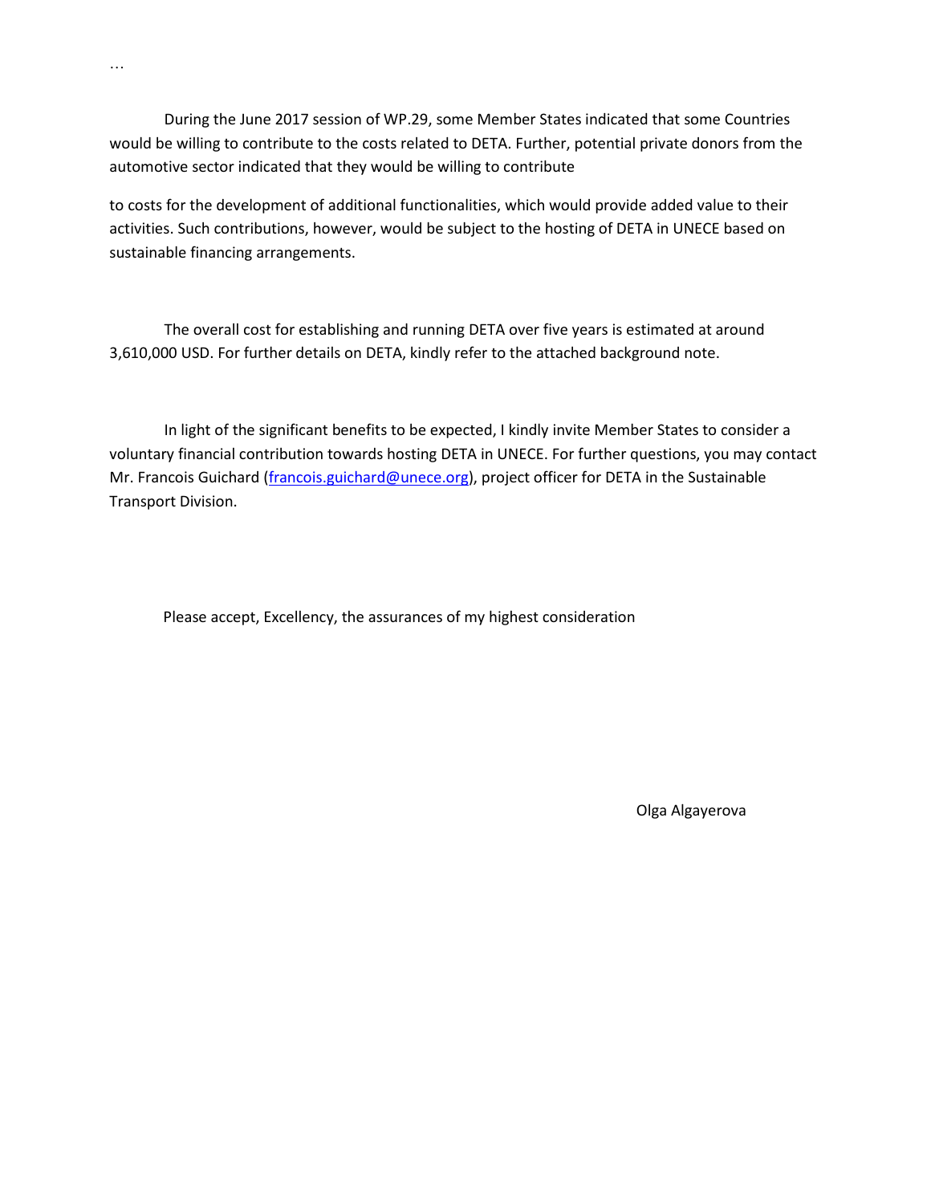…

During the June 2017 session of WP.29, some Member States indicated that some Countries would be willing to contribute to the costs related to DETA. Further, potential private donors from the automotive sector indicated that they would be willing to contribute

to costs for the development of additional functionalities, which would provide added value to their activities. Such contributions, however, would be subject to the hosting of DETA in UNECE based on sustainable financing arrangements.

The overall cost for establishing and running DETA over five years is estimated at around 3,610,000 USD. For further details on DETA, kindly refer to the attached background note.

In light of the significant benefits to be expected, I kindly invite Member States to consider a voluntary financial contribution towards hosting DETA in UNECE. For further questions, you may contact Mr. Francois Guichard (francois.guichard@unece.org), project officer for DETA in the Sustainable Transport Division.

Please accept, Excellency, the assurances of my highest consideration

Olga Algayerova